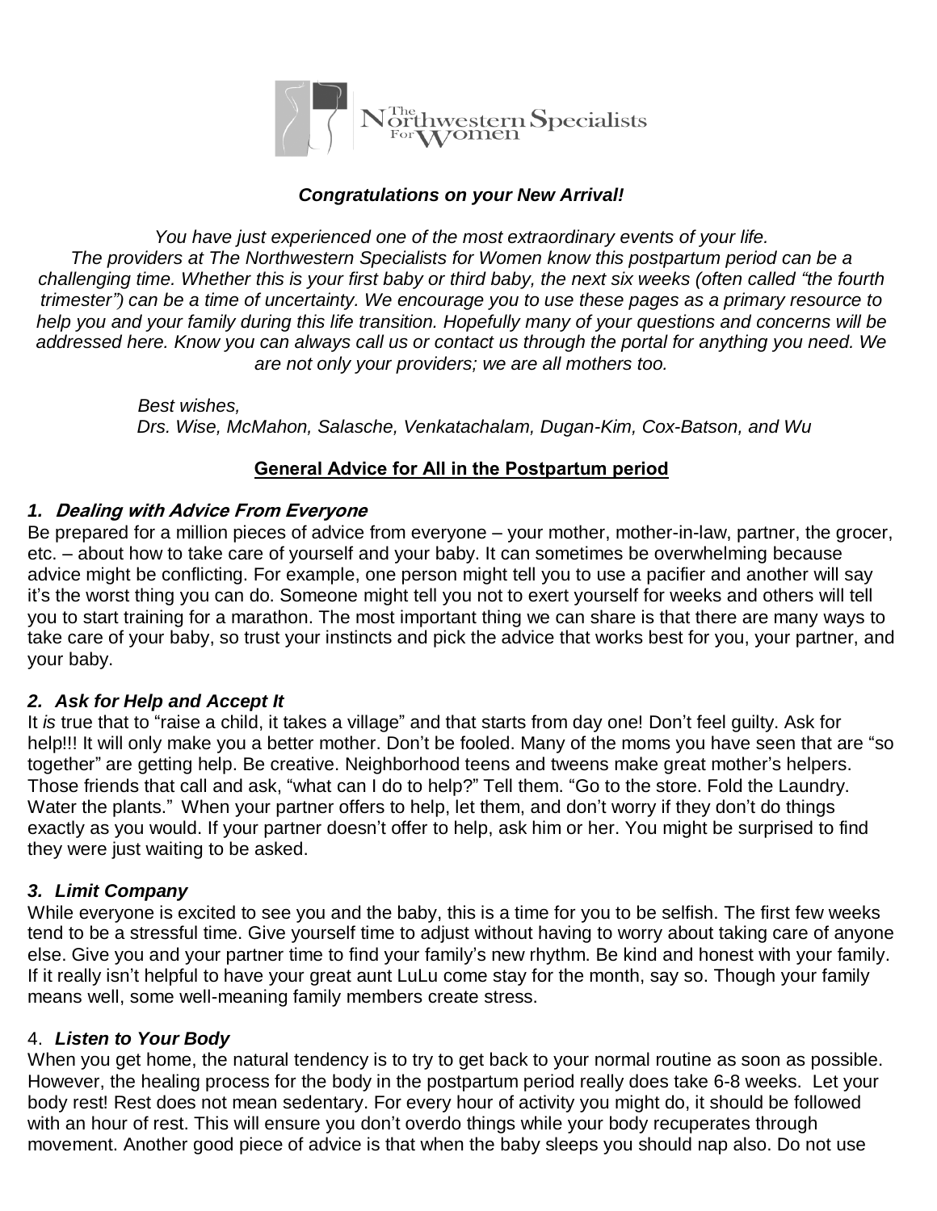The Northwestern Specialists For Women

***Congratulations on your New Arrival!***

*You have just experienced one of the most extraordinary events of your life. The providers at The Northwestern Specialists for Women know this postpartum period can be a challenging time. Whether this is your first baby or third baby, the next six weeks (often called "the fourth trimester") can be a time of uncertainty. We encourage you to use these pages as a primary resource to help you and your family during this life transition. Hopefully many of your questions and concerns will be addressed here. Know you can always call us or contact us through the portal for anything you need. We are not only your providers; we are all mothers too.*

*Best wishes,*
*Drs. Wise, McMahon, Salasche, Venkatachalam, Dugan-Kim, Cox-Batson, and Wu*

## General Advice for All in the Postpartum period

### *1. Dealing with Advice From Everyone*

Be prepared for a million pieces of advice from everyone – your mother, mother-in-law, partner, the grocer, etc. – about how to take care of yourself and your baby. It can sometimes be overwhelming because advice might be conflicting. For example, one person might tell you to use a pacifier and another will say it's the worst thing you can do. Someone might tell you not to exert yourself for weeks and others will tell you to start training for a marathon. The most important thing we can share is that there are many ways to take care of your baby, so trust your instincts and pick the advice that works best for you, your partner, and your baby.

### *2. Ask for Help and Accept It*

It *is* true that to "raise a child, it takes a village" and that starts from day one! Don't feel guilty. Ask for help!!! It will only make you a better mother. Don't be fooled. Many of the moms you have seen that are "so together" are getting help. Be creative. Neighborhood teens and tweens make great mother's helpers. Those friends that call and ask, "what can I do to help?" Tell them. "Go to the store. Fold the Laundry. Water the plants." When your partner offers to help, let them, and don't worry if they don't do things exactly as you would. If your partner doesn't offer to help, ask him or her. You might be surprised to find they were just waiting to be asked.

### *3. Limit Company*

While everyone is excited to see you and the baby, this is a time for you to be selfish. The first few weeks tend to be a stressful time. Give yourself time to adjust without having to worry about taking care of anyone else. Give you and your partner time to find your family's new rhythm. Be kind and honest with your family. If it really isn't helpful to have your great aunt LuLu come stay for the month, say so. Though your family means well, some well-meaning family members create stress.

### 4. *Listen to Your Body*

When you get home, the natural tendency is to try to get back to your normal routine as soon as possible. However, the healing process for the body in the postpartum period really does take 6-8 weeks. Let your body rest! Rest does not mean sedentary. For every hour of activity you might do, it should be followed with an hour of rest. This will ensure you don't overdo things while your body recuperates through movement. Another good piece of advice is that when the baby sleeps you should nap also. Do not use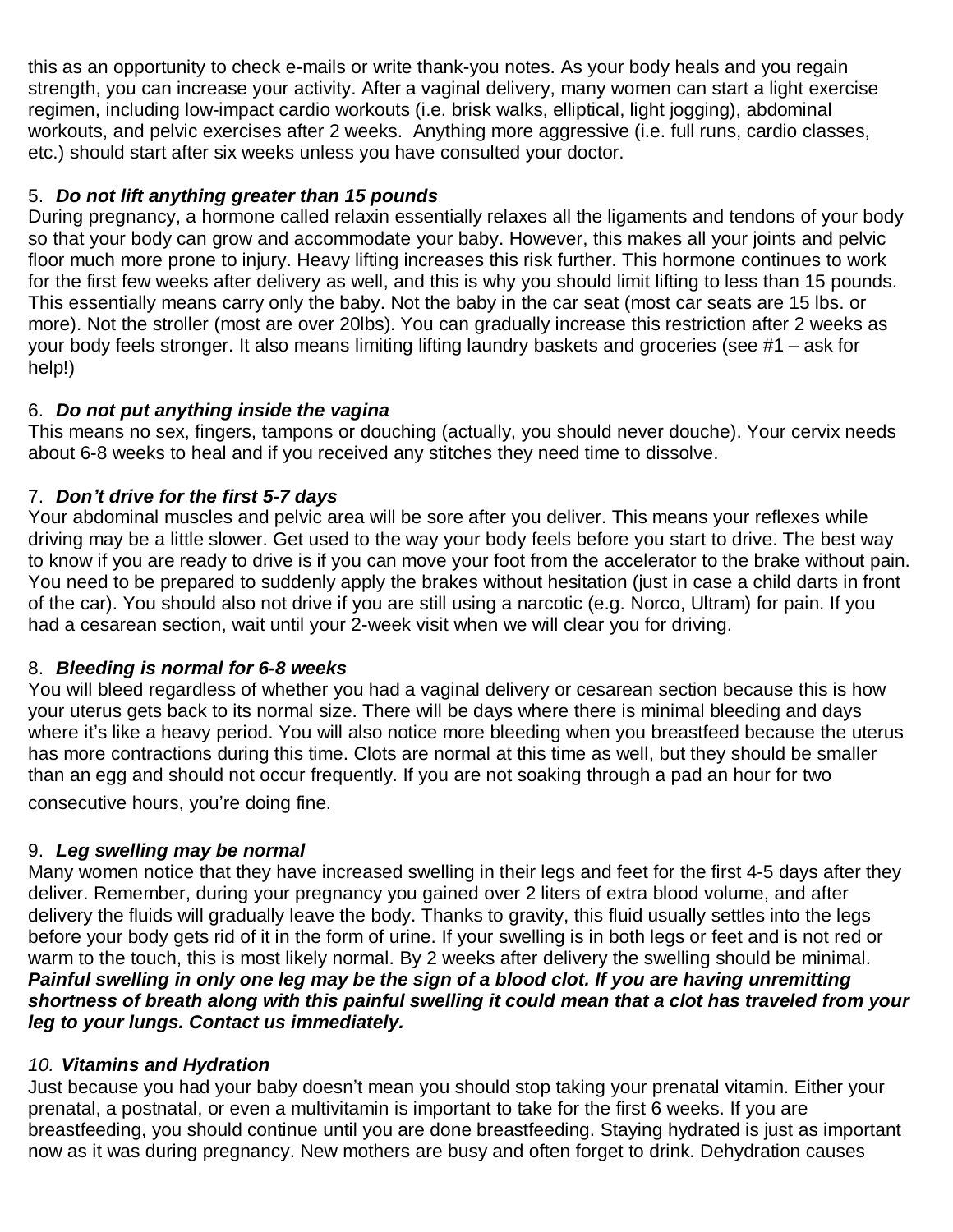this as an opportunity to check e-mails or write thank-you notes. As your body heals and you regain strength, you can increase your activity. After a vaginal delivery, many women can start a light exercise regimen, including low-impact cardio workouts (i.e. brisk walks, elliptical, light jogging), abdominal workouts, and pelvic exercises after 2 weeks. Anything more aggressive (i.e. full runs, cardio classes, etc.) should start after six weeks unless you have consulted your doctor.

5. ***Do not lift anything greater than 15 pounds***

During pregnancy, a hormone called relaxin essentially relaxes all the ligaments and tendons of your body so that your body can grow and accommodate your baby. However, this makes all your joints and pelvic floor much more prone to injury. Heavy lifting increases this risk further. This hormone continues to work for the first few weeks after delivery as well, and this is why you should limit lifting to less than 15 pounds. This essentially means carry only the baby. Not the baby in the car seat (most car seats are 15 lbs. or more). Not the stroller (most are over 20lbs). You can gradually increase this restriction after 2 weeks as your body feels stronger. It also means limiting lifting laundry baskets and groceries (see #1 – ask for help!)

6. ***Do not put anything inside the vagina***

This means no sex, fingers, tampons or douching (actually, you should never douche). Your cervix needs about 6-8 weeks to heal and if you received any stitches they need time to dissolve.

7. ***Don't drive for the first 5-7 days***

Your abdominal muscles and pelvic area will be sore after you deliver. This means your reflexes while driving may be a little slower. Get used to the way your body feels before you start to drive. The best way to know if you are ready to drive is if you can move your foot from the accelerator to the brake without pain. You need to be prepared to suddenly apply the brakes without hesitation (just in case a child darts in front of the car). You should also not drive if you are still using a narcotic (e.g. Norco, Ultram) for pain. If you had a cesarean section, wait until your 2-week visit when we will clear you for driving.

8. ***Bleeding is normal for 6-8 weeks***

You will bleed regardless of whether you had a vaginal delivery or cesarean section because this is how your uterus gets back to its normal size. There will be days where there is minimal bleeding and days where it's like a heavy period. You will also notice more bleeding when you breastfeed because the uterus has more contractions during this time. Clots are normal at this time as well, but they should be smaller than an egg and should not occur frequently. If you are not soaking through a pad an hour for two consecutive hours, you're doing fine.

9. ***Leg swelling may be normal***

Many women notice that they have increased swelling in their legs and feet for the first 4-5 days after they deliver. Remember, during your pregnancy you gained over 2 liters of extra blood volume, and after delivery the fluids will gradually leave the body. Thanks to gravity, this fluid usually settles into the legs before your body gets rid of it in the form of urine. If your swelling is in both legs or feet and is not red or warm to the touch, this is most likely normal. By 2 weeks after delivery the swelling should be minimal. ***Painful swelling in only one leg may be the sign of a blood clot. If you are having unremitting shortness of breath along with this painful swelling it could mean that a clot has traveled from your leg to your lungs. Contact us immediately.***

*10.* ***Vitamins and Hydration***

Just because you had your baby doesn't mean you should stop taking your prenatal vitamin. Either your prenatal, a postnatal, or even a multivitamin is important to take for the first 6 weeks. If you are breastfeeding, you should continue until you are done breastfeeding. Staying hydrated is just as important now as it was during pregnancy. New mothers are busy and often forget to drink. Dehydration causes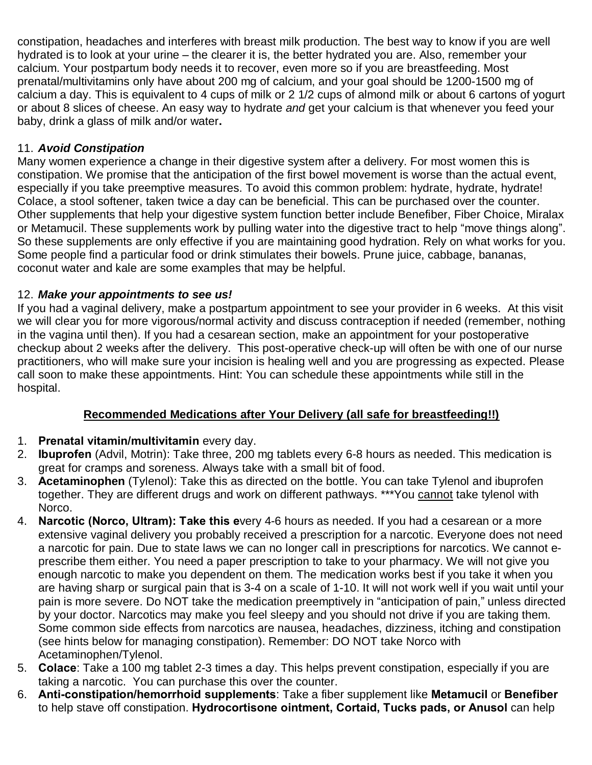constipation, headaches and interferes with breast milk production. The best way to know if you are well hydrated is to look at your urine – the clearer it is, the better hydrated you are. Also, remember your calcium. Your postpartum body needs it to recover, even more so if you are breastfeeding. Most prenatal/multivitamins only have about 200 mg of calcium, and your goal should be 1200-1500 mg of calcium a day. This is equivalent to 4 cups of milk or 2 1/2 cups of almond milk or about 6 cartons of yogurt or about 8 slices of cheese. An easy way to hydrate *and* get your calcium is that whenever you feed your baby, drink a glass of milk and/or water**.**

11. ***Avoid Constipation***

Many women experience a change in their digestive system after a delivery. For most women this is constipation. We promise that the anticipation of the first bowel movement is worse than the actual event, especially if you take preemptive measures. To avoid this common problem: hydrate, hydrate, hydrate! Colace, a stool softener, taken twice a day can be beneficial. This can be purchased over the counter. Other supplements that help your digestive system function better include Benefiber, Fiber Choice, Miralax or Metamucil. These supplements work by pulling water into the digestive tract to help "move things along". So these supplements are only effective if you are maintaining good hydration. Rely on what works for you. Some people find a particular food or drink stimulates their bowels. Prune juice, cabbage, bananas, coconut water and kale are some examples that may be helpful.

12. ***Make your appointments to see us!***

If you had a vaginal delivery, make a postpartum appointment to see your provider in 6 weeks. At this visit we will clear you for more vigorous/normal activity and discuss contraception if needed (remember, nothing in the vagina until then). If you had a cesarean section, make an appointment for your postoperative checkup about 2 weeks after the delivery. This post-operative check-up will often be with one of our nurse practitioners, who will make sure your incision is healing well and you are progressing as expected. Please call soon to make these appointments. Hint: You can schedule these appointments while still in the hospital.

## Recommended Medications after Your Delivery (all safe for breastfeeding!!)

1. **Prenatal vitamin/multivitamin** every day.
2. **Ibuprofen** (Advil, Motrin): Take three, 200 mg tablets every 6-8 hours as needed. This medication is great for cramps and soreness. Always take with a small bit of food.
3. **Acetaminophen** (Tylenol): Take this as directed on the bottle. You can take Tylenol and ibuprofen together. They are different drugs and work on different pathways. ***You cannot take tylenol with Norco.
4. **Narcotic (Norco, Ultram): Take this e**very 4-6 hours as needed. If you had a cesarean or a more extensive vaginal delivery you probably received a prescription for a narcotic. Everyone does not need a narcotic for pain. Due to state laws we can no longer call in prescriptions for narcotics. We cannot e-prescribe them either. You need a paper prescription to take to your pharmacy. We will not give you enough narcotic to make you dependent on them. The medication works best if you take it when you are having sharp or surgical pain that is 3-4 on a scale of 1-10. It will not work well if you wait until your pain is more severe. Do NOT take the medication preemptively in "anticipation of pain," unless directed by your doctor. Narcotics may make you feel sleepy and you should not drive if you are taking them. Some common side effects from narcotics are nausea, headaches, dizziness, itching and constipation (see hints below for managing constipation). Remember: DO NOT take Norco with Acetaminophen/Tylenol.
5. **Colace**: Take a 100 mg tablet 2-3 times a day. This helps prevent constipation, especially if you are taking a narcotic. You can purchase this over the counter.
6. **Anti-constipation/hemorrhoid supplements**: Take a fiber supplement like **Metamucil** or **Benefiber** to help stave off constipation. **Hydrocortisone ointment, Cortaid, Tucks pads, or Anusol** can help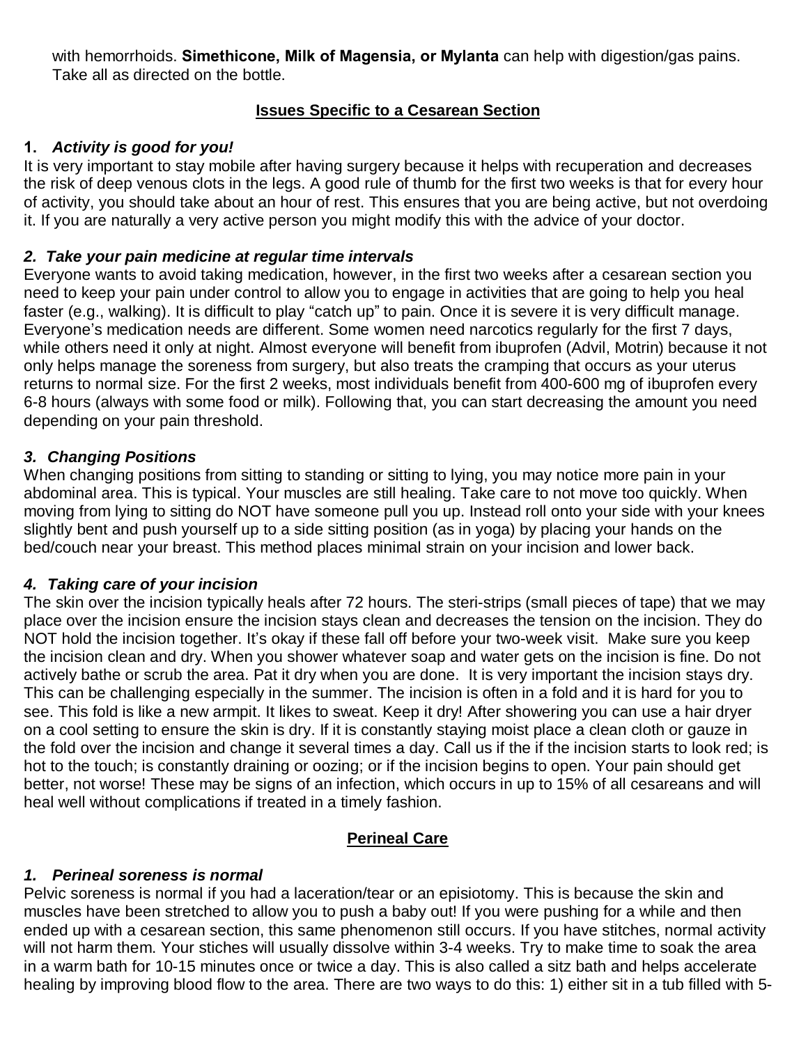with hemorrhoids. **Simethicone, Milk of Magensia, or Mylanta** can help with digestion/gas pains. Take all as directed on the bottle.

## Issues Specific to a Cesarean Section

### 1. *Activity is good for you!*

It is very important to stay mobile after having surgery because it helps with recuperation and decreases the risk of deep venous clots in the legs. A good rule of thumb for the first two weeks is that for every hour of activity, you should take about an hour of rest. This ensures that you are being active, but not overdoing it. If you are naturally a very active person you might modify this with the advice of your doctor.

### 2. *Take your pain medicine at regular time intervals*

Everyone wants to avoid taking medication, however, in the first two weeks after a cesarean section you need to keep your pain under control to allow you to engage in activities that are going to help you heal faster (e.g., walking). It is difficult to play "catch up" to pain. Once it is severe it is very difficult manage. Everyone's medication needs are different. Some women need narcotics regularly for the first 7 days, while others need it only at night. Almost everyone will benefit from ibuprofen (Advil, Motrin) because it not only helps manage the soreness from surgery, but also treats the cramping that occurs as your uterus returns to normal size. For the first 2 weeks, most individuals benefit from 400-600 mg of ibuprofen every 6-8 hours (always with some food or milk). Following that, you can start decreasing the amount you need depending on your pain threshold.

### 3. *Changing Positions*

When changing positions from sitting to standing or sitting to lying, you may notice more pain in your abdominal area. This is typical. Your muscles are still healing. Take care to not move too quickly. When moving from lying to sitting do NOT have someone pull you up. Instead roll onto your side with your knees slightly bent and push yourself up to a side sitting position (as in yoga) by placing your hands on the bed/couch near your breast. This method places minimal strain on your incision and lower back.

### 4. *Taking care of your incision*

The skin over the incision typically heals after 72 hours. The steri-strips (small pieces of tape) that we may place over the incision ensure the incision stays clean and decreases the tension on the incision. They do NOT hold the incision together. It's okay if these fall off before your two-week visit. Make sure you keep the incision clean and dry. When you shower whatever soap and water gets on the incision is fine. Do not actively bathe or scrub the area. Pat it dry when you are done. It is very important the incision stays dry. This can be challenging especially in the summer. The incision is often in a fold and it is hard for you to see. This fold is like a new armpit. It likes to sweat. Keep it dry! After showering you can use a hair dryer on a cool setting to ensure the skin is dry. If it is constantly staying moist place a clean cloth or gauze in the fold over the incision and change it several times a day. Call us if the if the incision starts to look red; is hot to the touch; is constantly draining or oozing; or if the incision begins to open. Your pain should get better, not worse! These may be signs of an infection, which occurs in up to 15% of all cesareans and will heal well without complications if treated in a timely fashion.

## Perineal Care

### 1. *Perineal soreness is normal*

Pelvic soreness is normal if you had a laceration/tear or an episiotomy. This is because the skin and muscles have been stretched to allow you to push a baby out! If you were pushing for a while and then ended up with a cesarean section, this same phenomenon still occurs. If you have stitches, normal activity will not harm them. Your stiches will usually dissolve within 3-4 weeks. Try to make time to soak the area in a warm bath for 10-15 minutes once or twice a day. This is also called a sitz bath and helps accelerate healing by improving blood flow to the area. There are two ways to do this: 1) either sit in a tub filled with 5-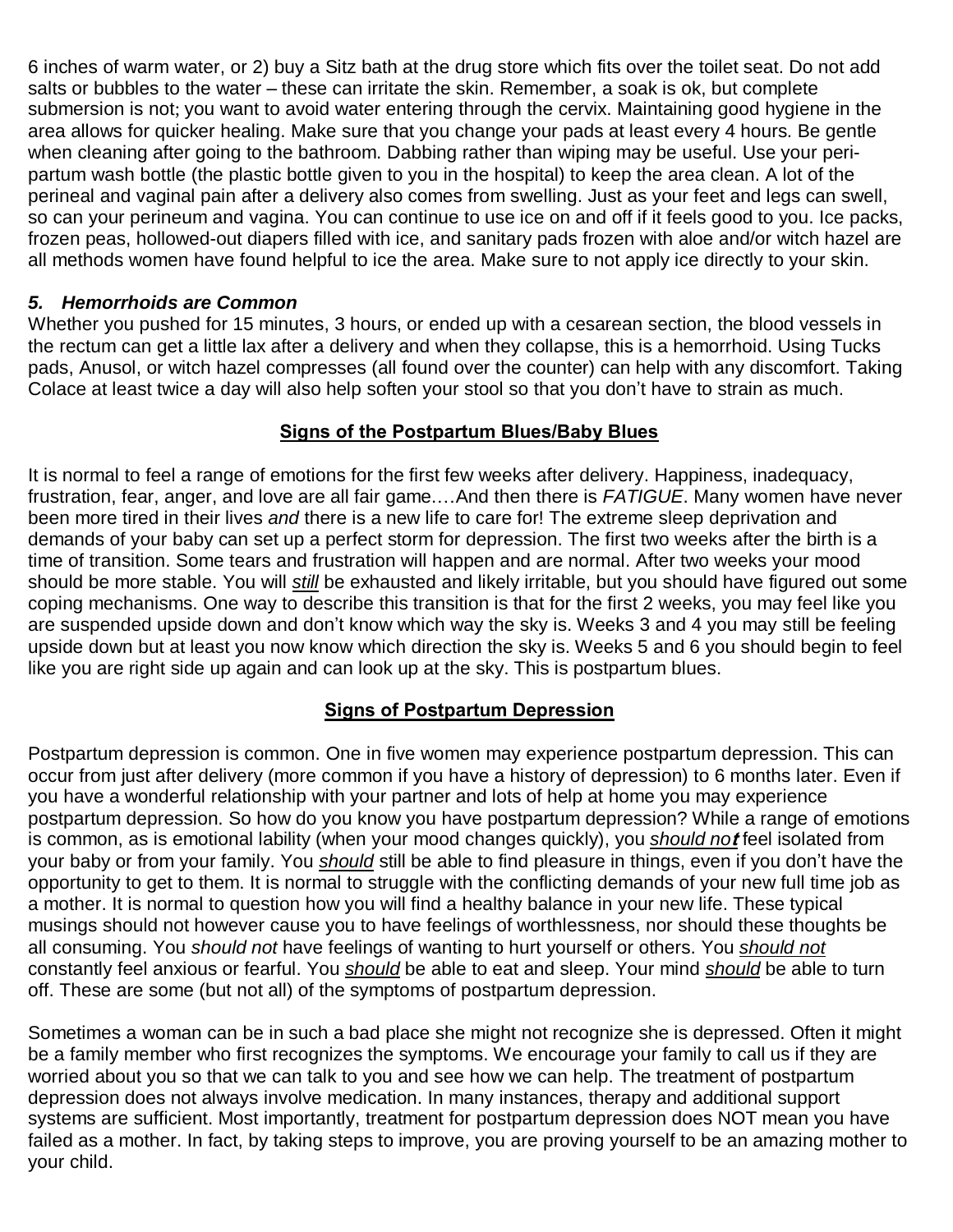6 inches of warm water, or 2) buy a Sitz bath at the drug store which fits over the toilet seat. Do not add salts or bubbles to the water – these can irritate the skin. Remember, a soak is ok, but complete submersion is not; you want to avoid water entering through the cervix. Maintaining good hygiene in the area allows for quicker healing. Make sure that you change your pads at least every 4 hours. Be gentle when cleaning after going to the bathroom. Dabbing rather than wiping may be useful. Use your peri-partum wash bottle (the plastic bottle given to you in the hospital) to keep the area clean. A lot of the perineal and vaginal pain after a delivery also comes from swelling. Just as your feet and legs can swell, so can your perineum and vagina. You can continue to use ice on and off if it feels good to you. Ice packs, frozen peas, hollowed-out diapers filled with ice, and sanitary pads frozen with aloe and/or witch hazel are all methods women have found helpful to ice the area. Make sure to not apply ice directly to your skin.

### *5. Hemorrhoids are Common*

Whether you pushed for 15 minutes, 3 hours, or ended up with a cesarean section, the blood vessels in the rectum can get a little lax after a delivery and when they collapse, this is a hemorrhoid. Using Tucks pads, Anusol, or witch hazel compresses (all found over the counter) can help with any discomfort. Taking Colace at least twice a day will also help soften your stool so that you don't have to strain as much.

## **Signs of the Postpartum Blues/Baby Blues**

It is normal to feel a range of emotions for the first few weeks after delivery. Happiness, inadequacy, frustration, fear, anger, and love are all fair game….And then there is *FATIGUE*. Many women have never been more tired in their lives *and* there is a new life to care for! The extreme sleep deprivation and demands of your baby can set up a perfect storm for depression. The first two weeks after the birth is a time of transition. Some tears and frustration will happen and are normal. After two weeks your mood should be more stable. You will ***still*** be exhausted and likely irritable, but you should have figured out some coping mechanisms. One way to describe this transition is that for the first 2 weeks, you may feel like you are suspended upside down and don't know which way the sky is. Weeks 3 and 4 you may still be feeling upside down but at least you now know which direction the sky is. Weeks 5 and 6 you should begin to feel like you are right side up again and can look up at the sky. This is postpartum blues.

## **Signs of Postpartum Depression**

Postpartum depression is common. One in five women may experience postpartum depression. This can occur from just after delivery (more common if you have a history of depression) to 6 months later. Even if you have a wonderful relationship with your partner and lots of help at home you may experience postpartum depression. So how do you know you have postpartum depression? While a range of emotions is common, as is emotional lability (when your mood changes quickly), you ***should not*** feel isolated from your baby or from your family. You ***should*** still be able to find pleasure in things, even if you don't have the opportunity to get to them. It is normal to struggle with the conflicting demands of your new full time job as a mother. It is normal to question how you will find a healthy balance in your new life. These typical musings should not however cause you to have feelings of worthlessness, nor should these thoughts be all consuming. You *should not* have feelings of wanting to hurt yourself or others. You ***should not*** constantly feel anxious or fearful. You ***should*** be able to eat and sleep. Your mind ***should*** be able to turn off. These are some (but not all) of the symptoms of postpartum depression.

Sometimes a woman can be in such a bad place she might not recognize she is depressed. Often it might be a family member who first recognizes the symptoms. We encourage your family to call us if they are worried about you so that we can talk to you and see how we can help. The treatment of postpartum depression does not always involve medication. In many instances, therapy and additional support systems are sufficient. Most importantly, treatment for postpartum depression does NOT mean you have failed as a mother. In fact, by taking steps to improve, you are proving yourself to be an amazing mother to your child.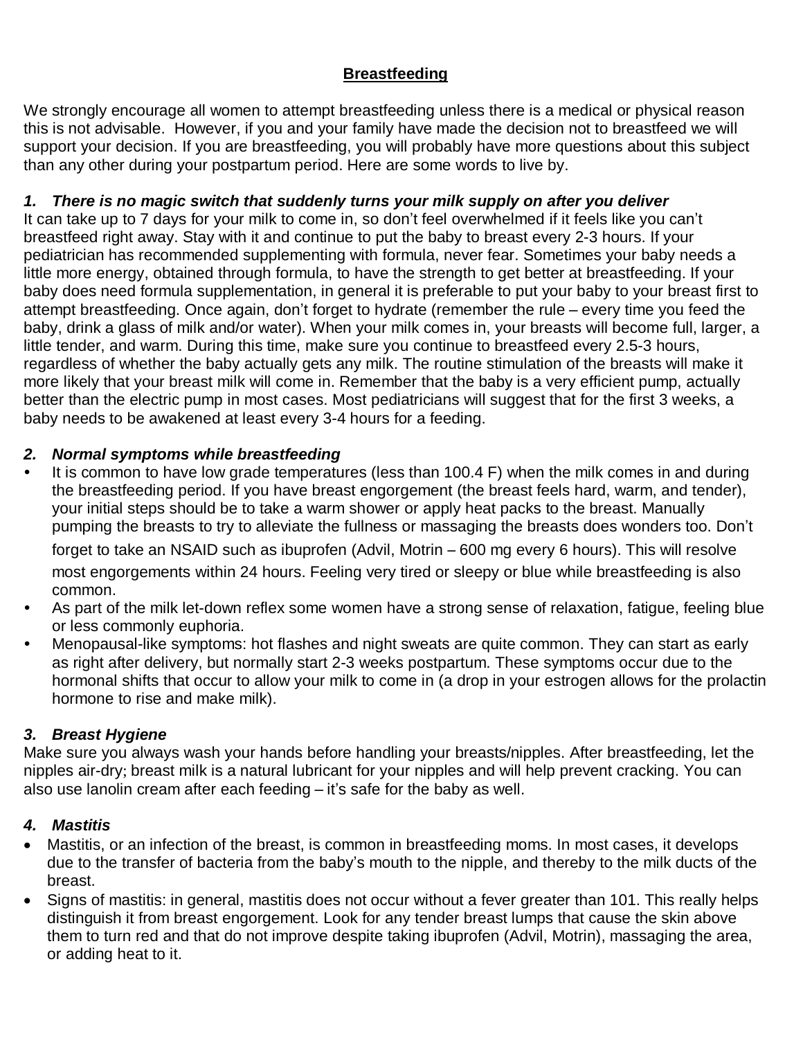## Breastfeeding

We strongly encourage all women to attempt breastfeeding unless there is a medical or physical reason this is not advisable. However, if you and your family have made the decision not to breastfeed we will support your decision. If you are breastfeeding, you will probably have more questions about this subject than any other during your postpartum period. Here are some words to live by.

### *1. There is no magic switch that suddenly turns your milk supply on after you deliver*

It can take up to 7 days for your milk to come in, so don't feel overwhelmed if it feels like you can't breastfeed right away. Stay with it and continue to put the baby to breast every 2-3 hours. If your pediatrician has recommended supplementing with formula, never fear. Sometimes your baby needs a little more energy, obtained through formula, to have the strength to get better at breastfeeding. If your baby does need formula supplementation, in general it is preferable to put your baby to your breast first to attempt breastfeeding. Once again, don't forget to hydrate (remember the rule – every time you feed the baby, drink a glass of milk and/or water). When your milk comes in, your breasts will become full, larger, a little tender, and warm. During this time, make sure you continue to breastfeed every 2.5-3 hours, regardless of whether the baby actually gets any milk. The routine stimulation of the breasts will make it more likely that your breast milk will come in. Remember that the baby is a very efficient pump, actually better than the electric pump in most cases. Most pediatricians will suggest that for the first 3 weeks, a baby needs to be awakened at least every 3-4 hours for a feeding.

### *2. Normal symptoms while breastfeeding*

- It is common to have low grade temperatures (less than 100.4 F) when the milk comes in and during the breastfeeding period. If you have breast engorgement (the breast feels hard, warm, and tender), your initial steps should be to take a warm shower or apply heat packs to the breast. Manually pumping the breasts to try to alleviate the fullness or massaging the breasts does wonders too. Don't forget to take an NSAID such as ibuprofen (Advil, Motrin – 600 mg every 6 hours). This will resolve most engorgements within 24 hours. Feeling very tired or sleepy or blue while breastfeeding is also common.
- As part of the milk let-down reflex some women have a strong sense of relaxation, fatigue, feeling blue or less commonly euphoria.
- Menopausal-like symptoms: hot flashes and night sweats are quite common. They can start as early as right after delivery, but normally start 2-3 weeks postpartum. These symptoms occur due to the hormonal shifts that occur to allow your milk to come in (a drop in your estrogen allows for the prolactin hormone to rise and make milk).

### *3. Breast Hygiene*

Make sure you always wash your hands before handling your breasts/nipples. After breastfeeding, let the nipples air-dry; breast milk is a natural lubricant for your nipples and will help prevent cracking. You can also use lanolin cream after each feeding – it's safe for the baby as well.

### *4. Mastitis*

- Mastitis, or an infection of the breast, is common in breastfeeding moms. In most cases, it develops due to the transfer of bacteria from the baby's mouth to the nipple, and thereby to the milk ducts of the breast.
- Signs of mastitis: in general, mastitis does not occur without a fever greater than 101. This really helps distinguish it from breast engorgement. Look for any tender breast lumps that cause the skin above them to turn red and that do not improve despite taking ibuprofen (Advil, Motrin), massaging the area, or adding heat to it.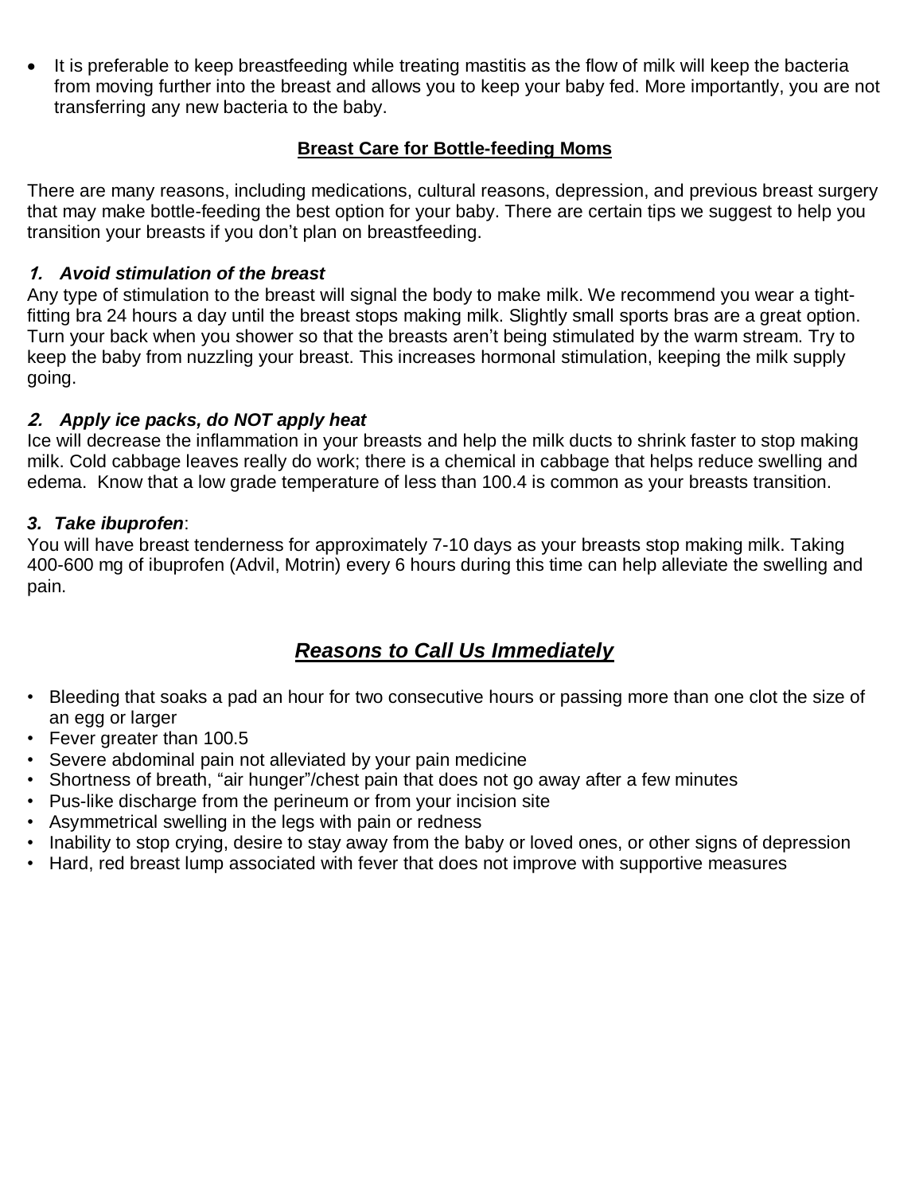- It is preferable to keep breastfeeding while treating mastitis as the flow of milk will keep the bacteria from moving further into the breast and allows you to keep your baby fed. More importantly, you are not transferring any new bacteria to the baby.

## Breast Care for Bottle-feeding Moms

There are many reasons, including medications, cultural reasons, depression, and previous breast surgery that may make bottle-feeding the best option for your baby. There are certain tips we suggest to help you transition your breasts if you don't plan on breastfeeding.

***1. Avoid stimulation of the breast***

Any type of stimulation to the breast will signal the body to make milk. We recommend you wear a tight-fitting bra 24 hours a day until the breast stops making milk. Slightly small sports bras are a great option. Turn your back when you shower so that the breasts aren't being stimulated by the warm stream. Try to keep the baby from nuzzling your breast. This increases hormonal stimulation, keeping the milk supply going.

***2. Apply ice packs, do NOT apply heat***

Ice will decrease the inflammation in your breasts and help the milk ducts to shrink faster to stop making milk. Cold cabbage leaves really do work; there is a chemical in cabbage that helps reduce swelling and edema. Know that a low grade temperature of less than 100.4 is common as your breasts transition.

***3. Take ibuprofen***:

You will have breast tenderness for approximately 7-10 days as your breasts stop making milk. Taking 400-600 mg of ibuprofen (Advil, Motrin) every 6 hours during this time can help alleviate the swelling and pain.

## ***Reasons to Call Us Immediately***

- Bleeding that soaks a pad an hour for two consecutive hours or passing more than one clot the size of an egg or larger
- Fever greater than 100.5
- Severe abdominal pain not alleviated by your pain medicine
- Shortness of breath, "air hunger"/chest pain that does not go away after a few minutes
- Pus-like discharge from the perineum or from your incision site
- Asymmetrical swelling in the legs with pain or redness
- Inability to stop crying, desire to stay away from the baby or loved ones, or other signs of depression
- Hard, red breast lump associated with fever that does not improve with supportive measures